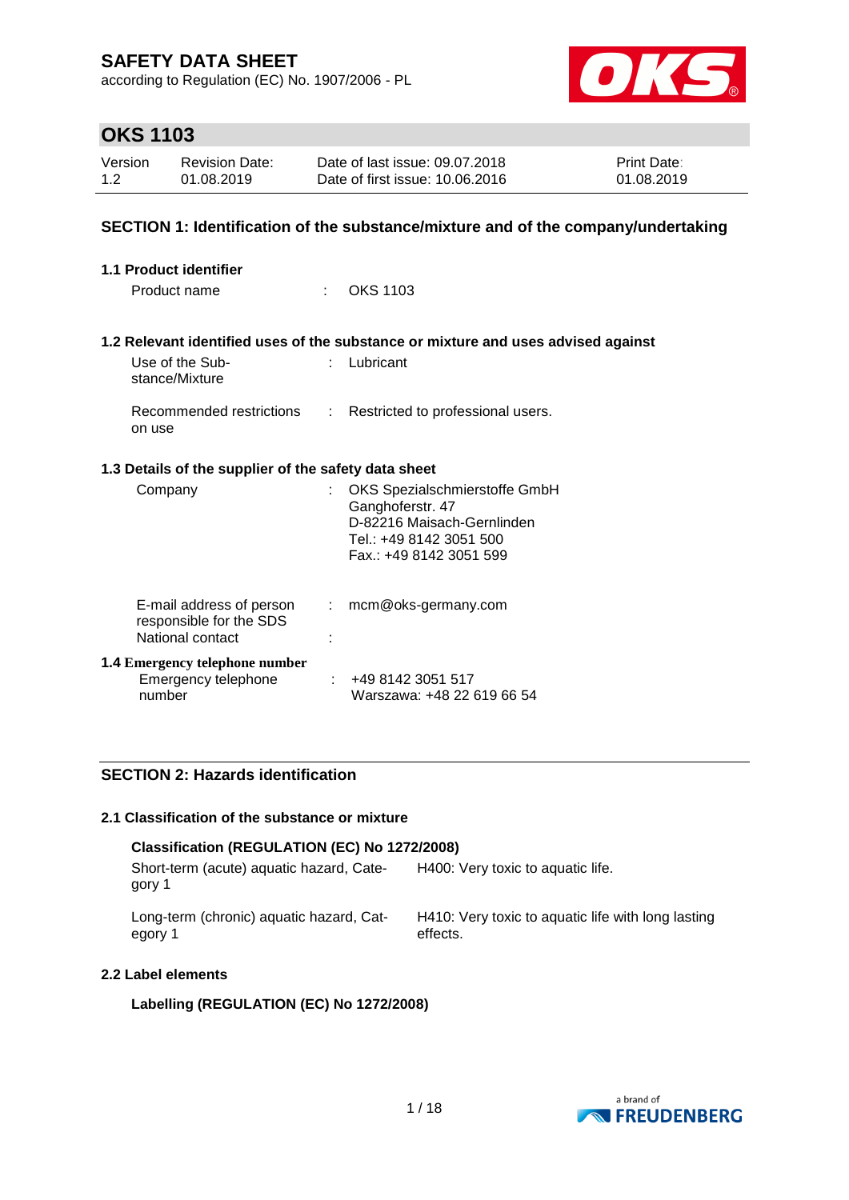# SAFETY DATA SHEET

according to Regulation (EC) No. 1907/2006 - PL

## OKS 1103

| Version | Revision Date: | Date of last issue: 09.07.2018 | Print Date: |
|---|---|---|---|
| 1.2 | 01.08.2019 | Date of first issue: 10.06.2016 | 01.08.2019 |

## SECTION 1: Identification of the substance/mixture and of the company/undertaking

### 1.1 Product identifier

Product name : OKS 1103

### 1.2 Relevant identified uses of the substance or mixture and uses advised against

Use of the Substance/Mixture : Lubricant

Recommended restrictions on use : Restricted to professional users.

### 1.3 Details of the supplier of the safety data sheet

Company : OKS Spezialschmierstoffe GmbH
Ganghoferstr. 47
D-82216 Maisach-Gernlinden
Tel.: +49 8142 3051 500
Fax.: +49 8142 3051 599

E-mail address of person responsible for the SDS : mcm@oks-germany.com

National contact :

### 1.4 Emergency telephone number

Emergency telephone number : +49 8142 3051 517
Warszawa: +48 22 619 66 54

## SECTION 2: Hazards identification

### 2.1 Classification of the substance or mixture

**Classification (REGULATION (EC) No 1272/2008)**

| | |
|---|---|
| Short-term (acute) aquatic hazard, Category 1 | H400: Very toxic to aquatic life. |
| Long-term (chronic) aquatic hazard, Category 1 | H410: Very toxic to aquatic life with long lasting effects. |

### 2.2 Label elements

**Labelling (REGULATION (EC) No 1272/2008)**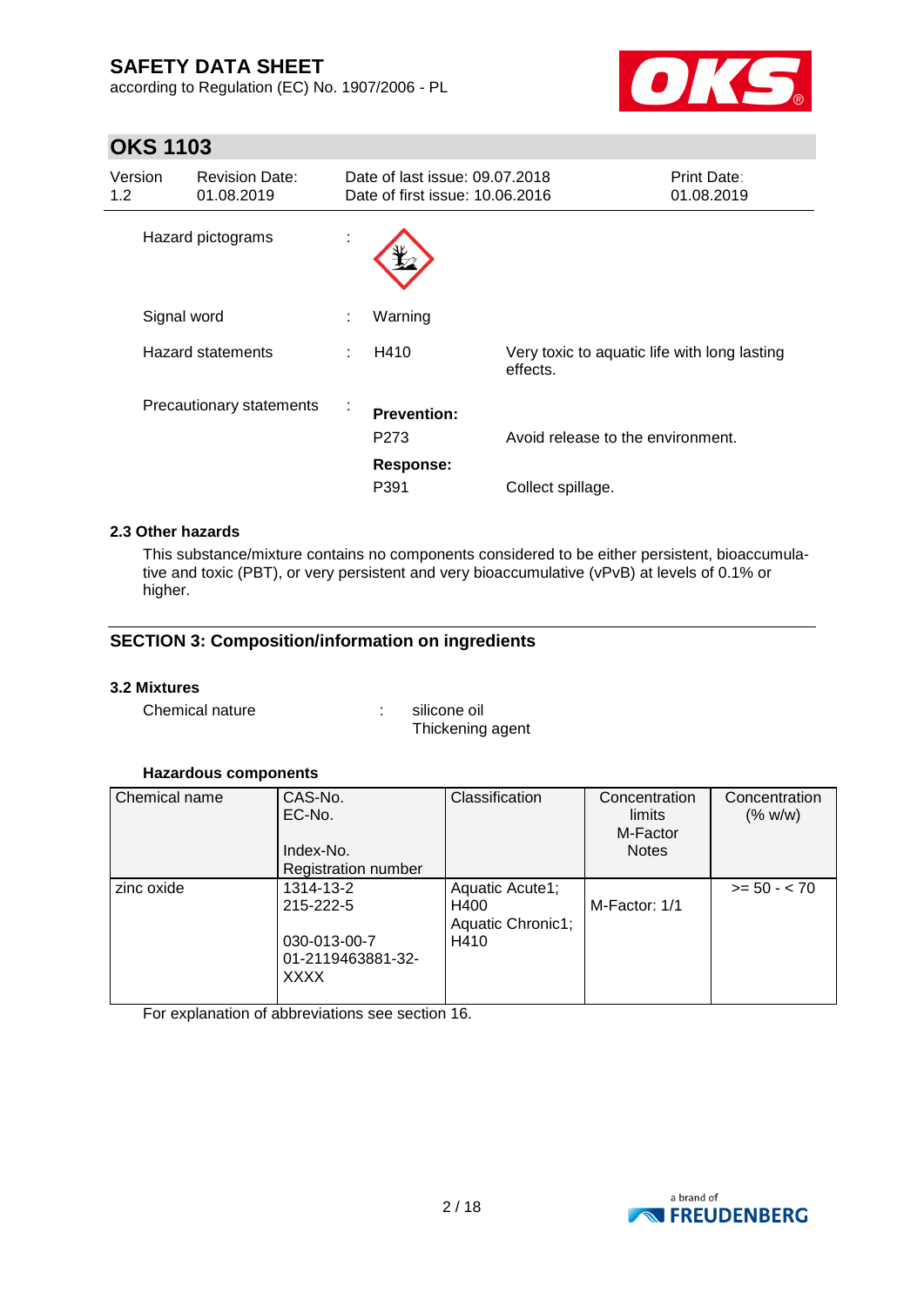Hazard pictograms :

Signal word : Warning

Hazard statements : H410 Very toxic to aquatic life with long lasting effects.

Precautionary statements :

**Prevention:**

P273 Avoid release to the environment.

**Response:**

P391 Collect spillage.

### 2.3 Other hazards

This substance/mixture contains no components considered to be either persistent, bioaccumulative and toxic (PBT), or very persistent and very bioaccumulative (vPvB) at levels of 0.1% or higher.

## SECTION 3: Composition/information on ingredients

### 3.2 Mixtures

Chemical nature : silicone oil
Thickening agent

**Hazardous components**

| Chemical name | CAS-No.<br>EC-No.<br>Index-No.<br>Registration number | Classification | Concentration limits<br>M-Factor<br>Notes | Concentration (% w/w) |
|---|---|---|---|---|
| zinc oxide | 1314-13-2<br>215-222-5<br>030-013-00-7<br>01-2119463881-32-XXXX | Aquatic Acute1; H400<br>Aquatic Chronic1; H410 | M-Factor: 1/1 | >= 50 - < 70 |

For explanation of abbreviations see section 16.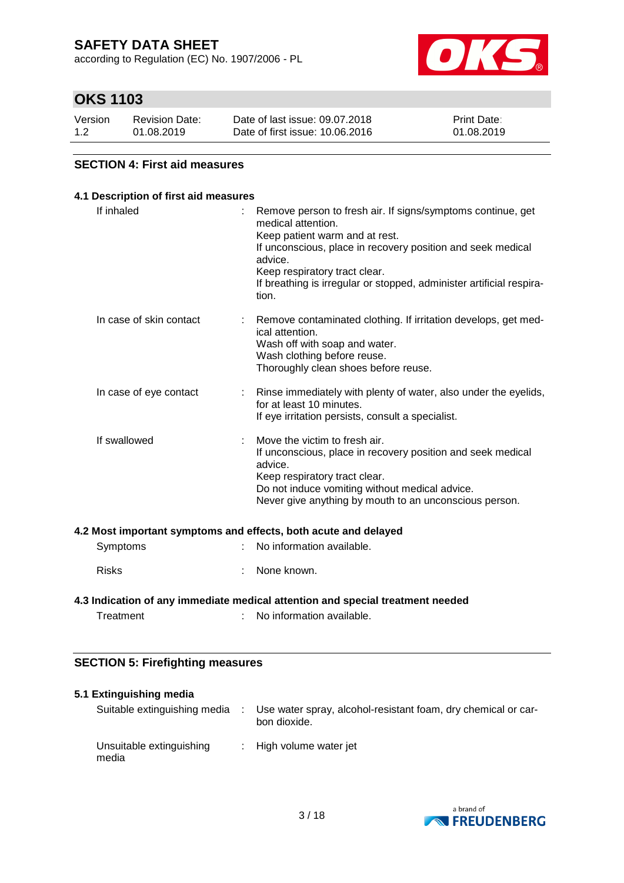## SECTION 4: First aid measures

### 4.1 Description of first aid measures

| | |
|---|---|
| If inhaled | Remove person to fresh air. If signs/symptoms continue, get medical attention.<br>Keep patient warm and at rest.<br>If unconscious, place in recovery position and seek medical advice.<br>Keep respiratory tract clear.<br>If breathing is irregular or stopped, administer artificial respiration. |
| In case of skin contact | Remove contaminated clothing. If irritation develops, get medical attention.<br>Wash off with soap and water.<br>Wash clothing before reuse.<br>Thoroughly clean shoes before reuse. |
| In case of eye contact | Rinse immediately with plenty of water, also under the eyelids, for at least 10 minutes.<br>If eye irritation persists, consult a specialist. |
| If swallowed | Move the victim to fresh air.<br>If unconscious, place in recovery position and seek medical advice.<br>Keep respiratory tract clear.<br>Do not induce vomiting without medical advice.<br>Never give anything by mouth to an unconscious person. |

### 4.2 Most important symptoms and effects, both acute and delayed

| | |
|---|---|
| Symptoms | No information available. |
| Risks | None known. |

### 4.3 Indication of any immediate medical attention and special treatment needed

| | |
|---|---|
| Treatment | No information available. |

## SECTION 5: Firefighting measures

### 5.1 Extinguishing media

| | |
|---|---|
| Suitable extinguishing media | Use water spray, alcohol-resistant foam, dry chemical or carbon dioxide. |
| Unsuitable extinguishing media | High volume water jet |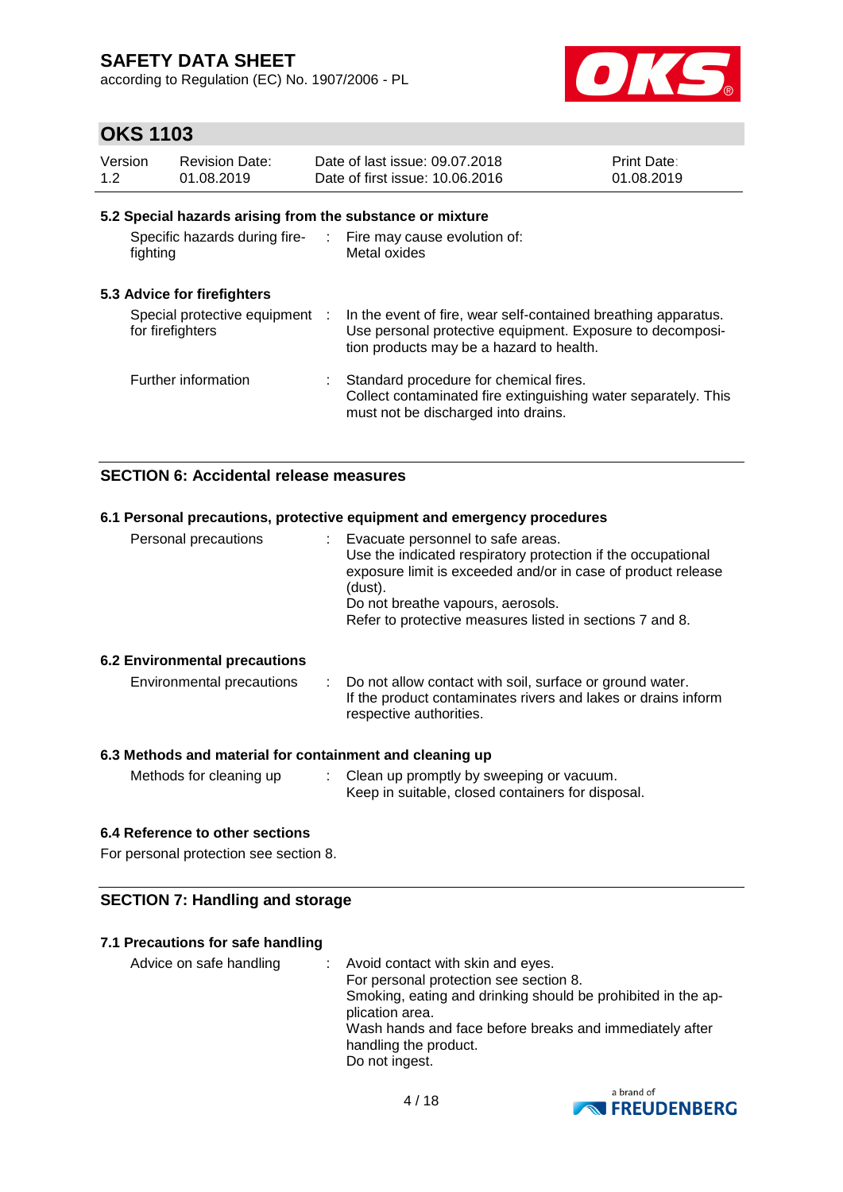### 5.2 Special hazards arising from the substance or mixture

| | |
|---|---|
| Specific hazards during fire-fighting | : Fire may cause evolution of: Metal oxides |

### 5.3 Advice for firefighters

| | |
|---|---|
| Special protective equipment for firefighters | : In the event of fire, wear self-contained breathing apparatus. Use personal protective equipment. Exposure to decomposition products may be a hazard to health. |
| Further information | : Standard procedure for chemical fires. Collect contaminated fire extinguishing water separately. This must not be discharged into drains. |

## SECTION 6: Accidental release measures

### 6.1 Personal precautions, protective equipment and emergency procedures

| | |
|---|---|
| Personal precautions | : Evacuate personnel to safe areas. Use the indicated respiratory protection if the occupational exposure limit is exceeded and/or in case of product release (dust). Do not breathe vapours, aerosols. Refer to protective measures listed in sections 7 and 8. |

### 6.2 Environmental precautions

| | |
|---|---|
| Environmental precautions | : Do not allow contact with soil, surface or ground water. If the product contaminates rivers and lakes or drains inform respective authorities. |

### 6.3 Methods and material for containment and cleaning up

| | |
|---|---|
| Methods for cleaning up | : Clean up promptly by sweeping or vacuum. Keep in suitable, closed containers for disposal. |

### 6.4 Reference to other sections

For personal protection see section 8.

## SECTION 7: Handling and storage

### 7.1 Precautions for safe handling

| | |
|---|---|
| Advice on safe handling | : Avoid contact with skin and eyes. For personal protection see section 8. Smoking, eating and drinking should be prohibited in the application area. Wash hands and face before breaks and immediately after handling the product. Do not ingest. |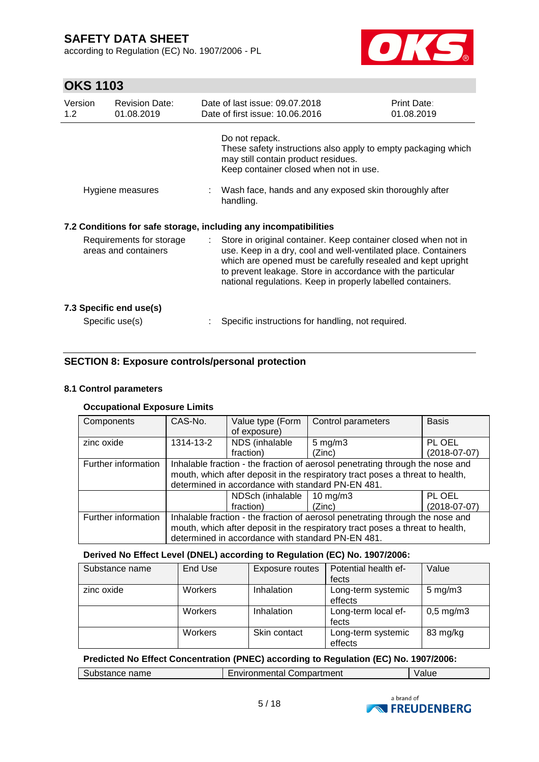Do not repack.
These safety instructions also apply to empty packaging which may still contain product residues.
Keep container closed when not in use.

Hygiene measures : Wash face, hands and any exposed skin thoroughly after handling.

### 7.2 Conditions for safe storage, including any incompatibilities

Requirements for storage areas and containers : Store in original container. Keep container closed when not in use. Keep in a dry, cool and well-ventilated place. Containers which are opened must be carefully resealed and kept upright to prevent leakage. Store in accordance with the particular national regulations. Keep in properly labelled containers.

### 7.3 Specific end use(s)

Specific use(s) : Specific instructions for handling, not required.

## SECTION 8: Exposure controls/personal protection

### 8.1 Control parameters

**Occupational Exposure Limits**

| Components | CAS-No. | Value type (Form of exposure) | Control parameters | Basis |
|---|---|---|---|---|
| zinc oxide | 1314-13-2 | NDS (inhalable fraction) | 5 mg/m3 (Zinc) | PL OEL (2018-07-07) |
| Further information | Inhalable fraction - the fraction of aerosol penetrating through the nose and mouth, which after deposit in the respiratory tract poses a threat to health, determined in accordance with standard PN-EN 481. | | | |
| | | NDSch (inhalable fraction) | 10 mg/m3 (Zinc) | PL OEL (2018-07-07) |
| Further information | Inhalable fraction - the fraction of aerosol penetrating through the nose and mouth, which after deposit in the respiratory tract poses a threat to health, determined in accordance with standard PN-EN 481. | | | |

**Derived No Effect Level (DNEL) according to Regulation (EC) No. 1907/2006:**

| Substance name | End Use | Exposure routes | Potential health effects | Value |
|---|---|---|---|---|
| zinc oxide | Workers | Inhalation | Long-term systemic effects | 5 mg/m3 |
| | Workers | Inhalation | Long-term local effects | 0,5 mg/m3 |
| | Workers | Skin contact | Long-term systemic effects | 83 mg/kg |

**Predicted No Effect Concentration (PNEC) according to Regulation (EC) No. 1907/2006:**

| Substance name | Environmental Compartment | Value |
|---|---|---|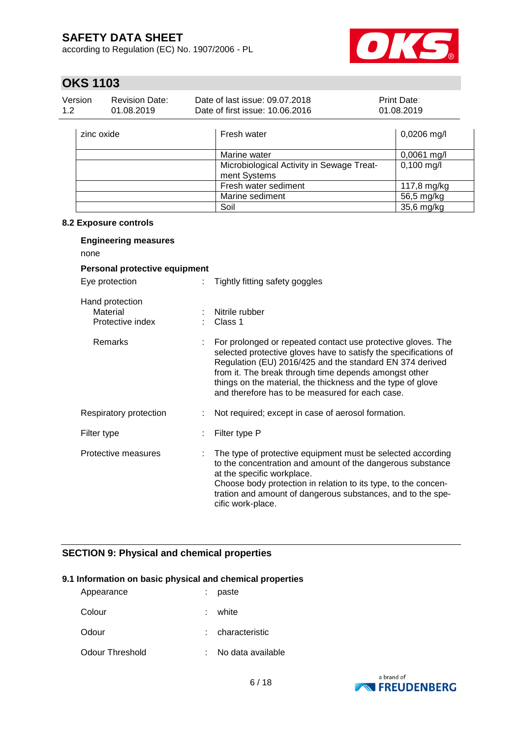| zinc oxide | Fresh water | 0,0206 mg/l |
|---|---|---|
| | Marine water | 0,0061 mg/l |
| | Microbiological Activity in Sewage Treatment Systems | 0,100 mg/l |
| | Fresh water sediment | 117,8 mg/kg |
| | Marine sediment | 56,5 mg/kg |
| | Soil | 35,6 mg/kg |

### 8.2 Exposure controls

**Engineering measures**

none

**Personal protective equipment**

Eye protection : Tightly fitting safety goggles

Hand protection

Material : Nitrile rubber

Protective index : Class 1

Remarks : For prolonged or repeated contact use protective gloves. The selected protective gloves have to satisfy the specifications of Regulation (EU) 2016/425 and the standard EN 374 derived from it. The break through time depends amongst other things on the material, the thickness and the type of glove and therefore has to be measured for each case.

Respiratory protection : Not required; except in case of aerosol formation.

Filter type : Filter type P

Protective measures : The type of protective equipment must be selected according to the concentration and amount of the dangerous substance at the specific workplace.
Choose body protection in relation to its type, to the concentration and amount of dangerous substances, and to the specific work-place.

## SECTION 9: Physical and chemical properties

### 9.1 Information on basic physical and chemical properties

Appearance : paste

Colour : white

Odour : characteristic

Odour Threshold : No data available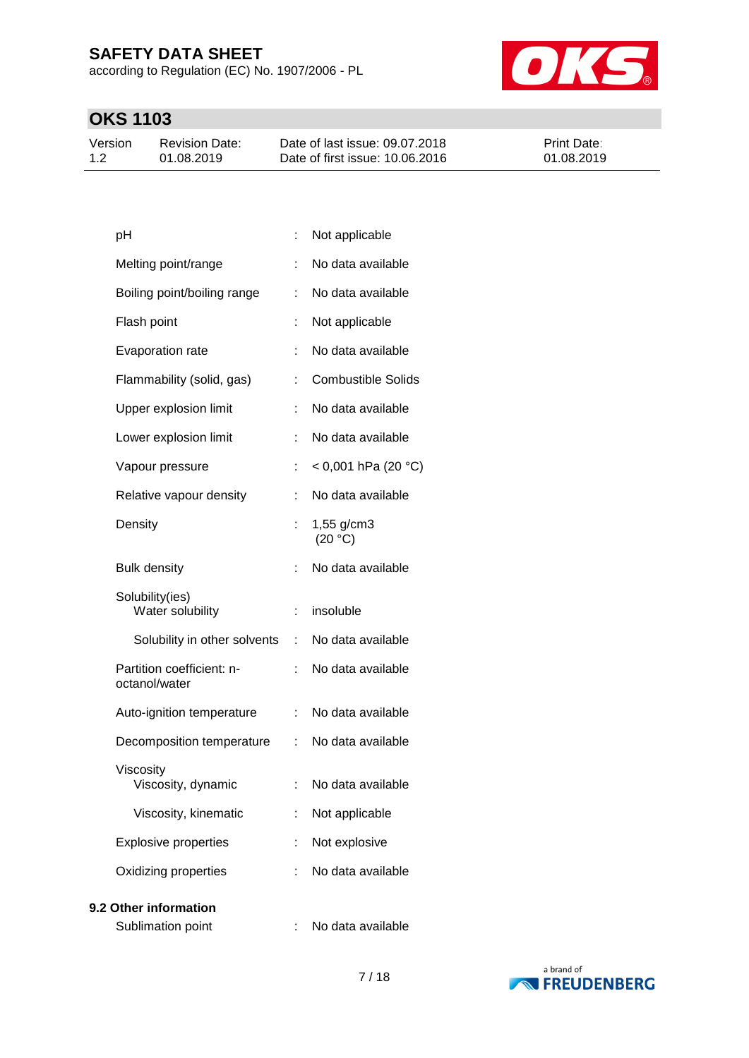| Property | | Value |
|---|---|---|
| pH | : | Not applicable |
| Melting point/range | : | No data available |
| Boiling point/boiling range | : | No data available |
| Flash point | : | Not applicable |
| Evaporation rate | : | No data available |
| Flammability (solid, gas) | : | Combustible Solids |
| Upper explosion limit | : | No data available |
| Lower explosion limit | : | No data available |
| Vapour pressure | : | < 0,001 hPa (20 °C) |
| Relative vapour density | : | No data available |
| Density | : | 1,55 g/cm3 (20 °C) |
| Bulk density | : | No data available |
| Solubility(ies) | | |
| Water solubility | : | insoluble |
| Solubility in other solvents | : | No data available |
| Partition coefficient: n-octanol/water | : | No data available |
| Auto-ignition temperature | : | No data available |
| Decomposition temperature | : | No data available |
| Viscosity | | |
| Viscosity, dynamic | : | No data available |
| Viscosity, kinematic | : | Not applicable |
| Explosive properties | : | Not explosive |
| Oxidizing properties | : | No data available |

**9.2 Other information**

| Property | | Value |
|---|---|---|
| Sublimation point | : | No data available |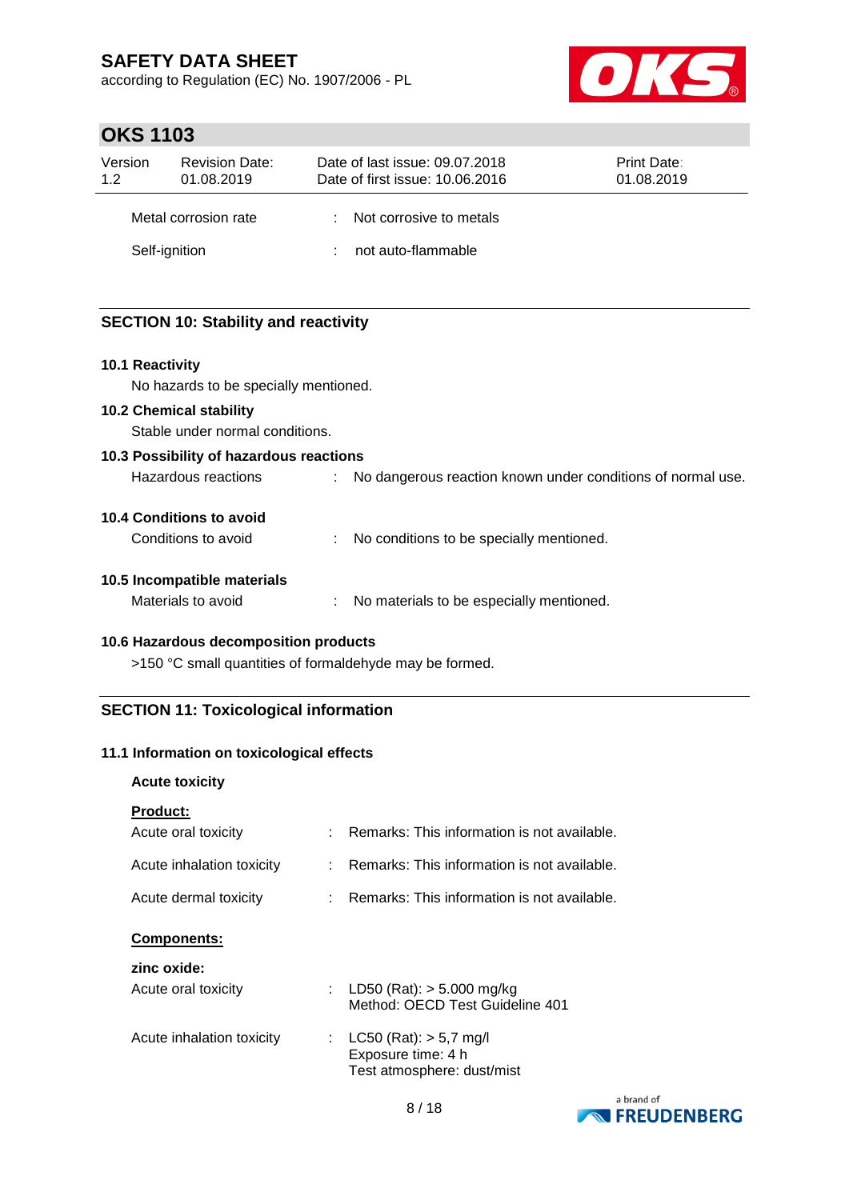| | | |
|---|---|---|
| Metal corrosion rate | : | Not corrosive to metals |
| Self-ignition | : | not auto-flammable |

## SECTION 10: Stability and reactivity

**10.1 Reactivity**

No hazards to be specially mentioned.

**10.2 Chemical stability**

Stable under normal conditions.

**10.3 Possibility of hazardous reactions**

| | | |
|---|---|---|
| Hazardous reactions | : | No dangerous reaction known under conditions of normal use. |

**10.4 Conditions to avoid**

| | | |
|---|---|---|
| Conditions to avoid | : | No conditions to be specially mentioned. |

**10.5 Incompatible materials**

| | | |
|---|---|---|
| Materials to avoid | : | No materials to be especially mentioned. |

**10.6 Hazardous decomposition products**

>150 °C small quantities of formaldehyde may be formed.

## SECTION 11: Toxicological information

**11.1 Information on toxicological effects**

**Acute toxicity**

**Product:**

| | | |
|---|---|---|
| Acute oral toxicity | : | Remarks: This information is not available. |
| Acute inhalation toxicity | : | Remarks: This information is not available. |
| Acute dermal toxicity | : | Remarks: This information is not available. |

**Components:**

**zinc oxide:**

| | | |
|---|---|---|
| Acute oral toxicity | : | LD50 (Rat): > 5.000 mg/kg<br>Method: OECD Test Guideline 401 |
| Acute inhalation toxicity | : | LC50 (Rat): > 5,7 mg/l<br>Exposure time: 4 h<br>Test atmosphere: dust/mist |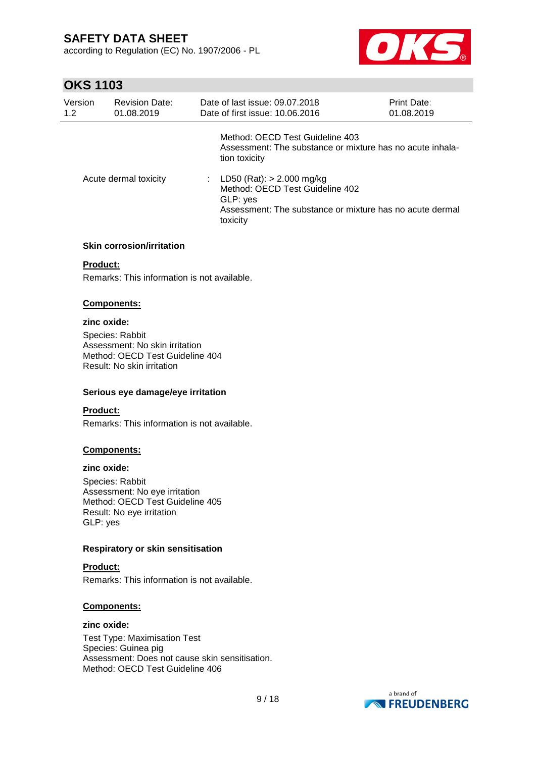Method: OECD Test Guideline 403
Assessment: The substance or mixture has no acute inhalation toxicity

| | | |
|---|---|---|
| Acute dermal toxicity | : | LD50 (Rat): > 2.000 mg/kg<br>Method: OECD Test Guideline 402<br>GLP: yes<br>Assessment: The substance or mixture has no acute dermal toxicity |

**Skin corrosion/irritation**

**Product:**

Remarks: This information is not available.

**Components:**

**zinc oxide:**

Species: Rabbit
Assessment: No skin irritation
Method: OECD Test Guideline 404
Result: No skin irritation

**Serious eye damage/eye irritation**

**Product:**

Remarks: This information is not available.

**Components:**

**zinc oxide:**

Species: Rabbit
Assessment: No eye irritation
Method: OECD Test Guideline 405
Result: No eye irritation
GLP: yes

**Respiratory or skin sensitisation**

**Product:**

Remarks: This information is not available.

**Components:**

**zinc oxide:**

Test Type: Maximisation Test
Species: Guinea pig
Assessment: Does not cause skin sensitisation.
Method: OECD Test Guideline 406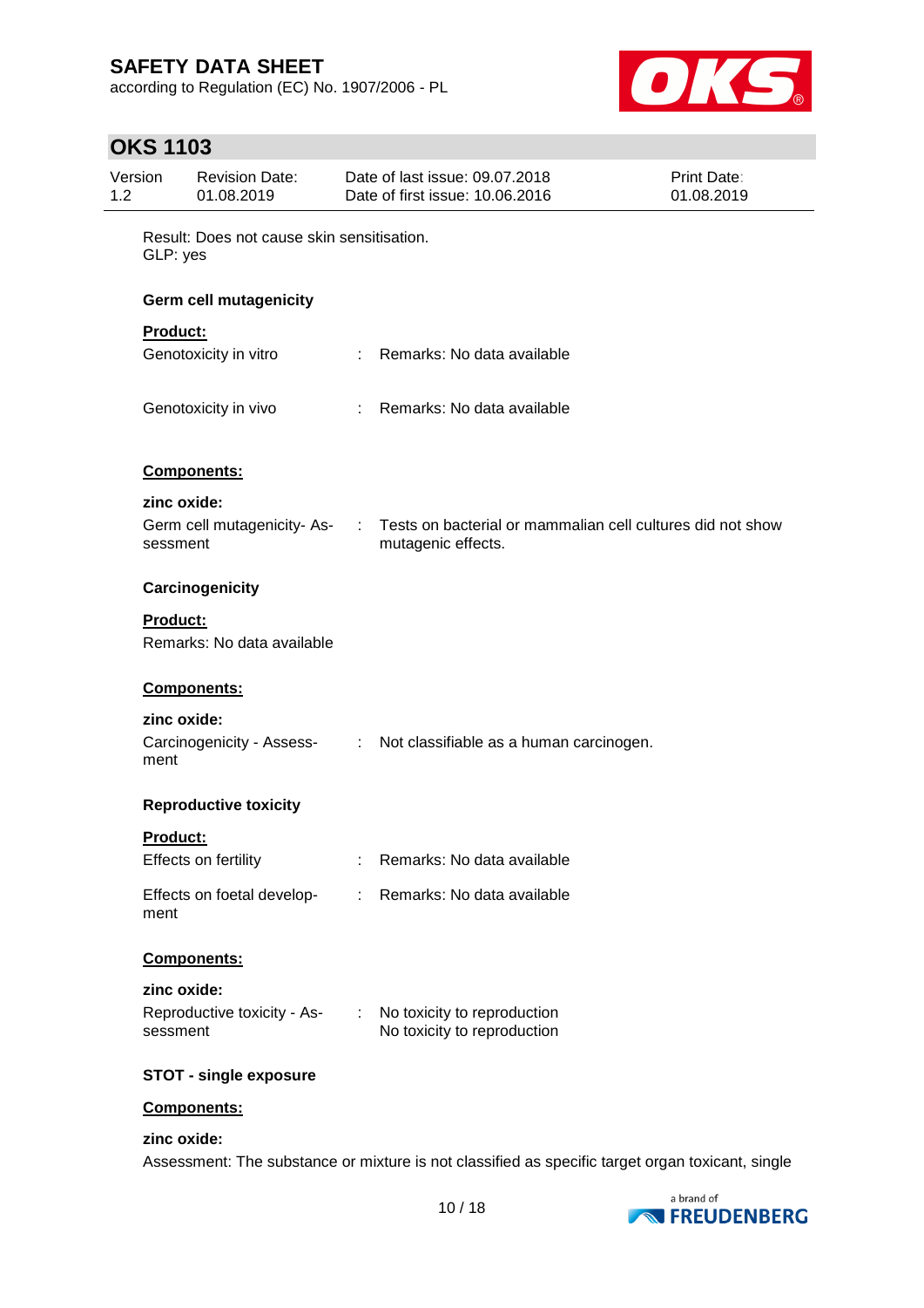Result: Does not cause skin sensitisation.
GLP: yes

**Germ cell mutagenicity**

**Product:**

| | | |
|---|---|---|
| Genotoxicity in vitro | : | Remarks: No data available |
| Genotoxicity in vivo | : | Remarks: No data available |

**Components:**

**zinc oxide:**

| | | |
|---|---|---|
| Germ cell mutagenicity- Assessment | : | Tests on bacterial or mammalian cell cultures did not show mutagenic effects. |

**Carcinogenicity**

**Product:**

Remarks: No data available

**Components:**

**zinc oxide:**

| | | |
|---|---|---|
| Carcinogenicity - Assessment | : | Not classifiable as a human carcinogen. |

**Reproductive toxicity**

**Product:**

| | | |
|---|---|---|
| Effects on fertility | : | Remarks: No data available |
| Effects on foetal development | : | Remarks: No data available |

**Components:**

**zinc oxide:**

| | | |
|---|---|---|
| Reproductive toxicity - Assessment | : | No toxicity to reproduction<br>No toxicity to reproduction |

**STOT - single exposure**

**Components:**

**zinc oxide:**

Assessment: The substance or mixture is not classified as specific target organ toxicant, single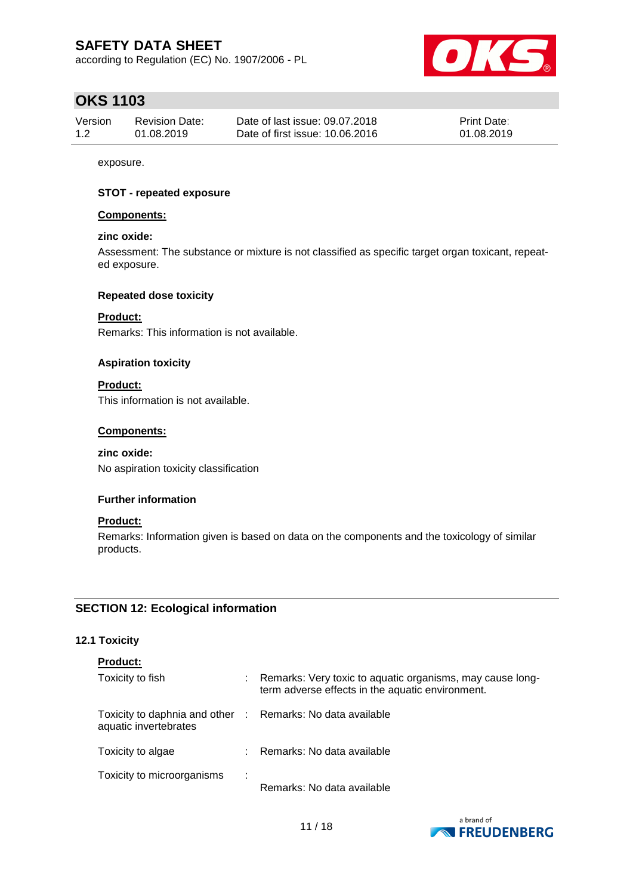exposure.

**STOT - repeated exposure**

**Components:**

**zinc oxide:**

Assessment: The substance or mixture is not classified as specific target organ toxicant, repeated exposure.

**Repeated dose toxicity**

**Product:**

Remarks: This information is not available.

**Aspiration toxicity**

**Product:**

This information is not available.

**Components:**

**zinc oxide:**

No aspiration toxicity classification

**Further information**

**Product:**

Remarks: Information given is based on data on the components and the toxicology of similar products.

## SECTION 12: Ecological information

### 12.1 Toxicity

**Product:**

| | | |
|---|---|---|
| Toxicity to fish | : | Remarks: Very toxic to aquatic organisms, may cause long-term adverse effects in the aquatic environment. |
| Toxicity to daphnia and other aquatic invertebrates | : | Remarks: No data available |
| Toxicity to algae | : | Remarks: No data available |
| Toxicity to microorganisms | : | Remarks: No data available |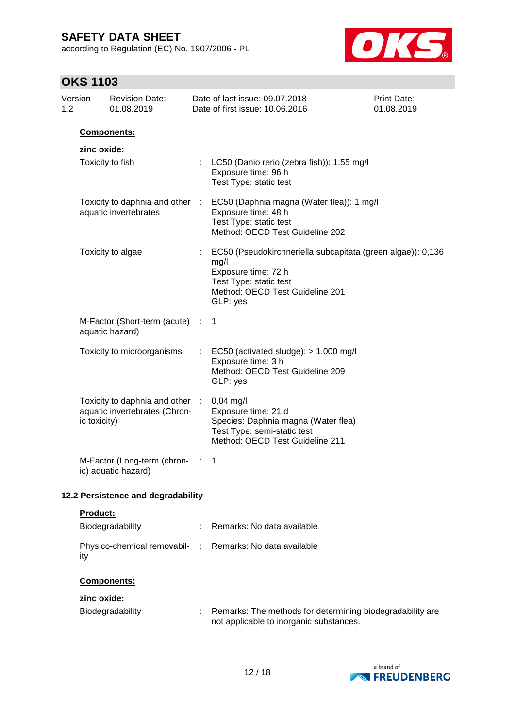**Components:**

**zinc oxide:**

| | | |
|---|---|---|
| Toxicity to fish | : | LC50 (Danio rerio (zebra fish)): 1,55 mg/l<br>Exposure time: 96 h<br>Test Type: static test |
| Toxicity to daphnia and other aquatic invertebrates | : | EC50 (Daphnia magna (Water flea)): 1 mg/l<br>Exposure time: 48 h<br>Test Type: static test<br>Method: OECD Test Guideline 202 |
| Toxicity to algae | : | EC50 (Pseudokirchneriella subcapitata (green algae)): 0,136 mg/l<br>Exposure time: 72 h<br>Test Type: static test<br>Method: OECD Test Guideline 201<br>GLP: yes |
| M-Factor (Short-term (acute) aquatic hazard) | : | 1 |
| Toxicity to microorganisms | : | EC50 (activated sludge): > 1.000 mg/l<br>Exposure time: 3 h<br>Method: OECD Test Guideline 209<br>GLP: yes |
| Toxicity to daphnia and other aquatic invertebrates (Chronic toxicity) | : | 0,04 mg/l<br>Exposure time: 21 d<br>Species: Daphnia magna (Water flea)<br>Test Type: semi-static test<br>Method: OECD Test Guideline 211 |
| M-Factor (Long-term (chronic) aquatic hazard) | : | 1 |

### 12.2 Persistence and degradability

**Product:**

| | | |
|---|---|---|
| Biodegradability | : | Remarks: No data available |
| Physico-chemical removability | : | Remarks: No data available |

**Components:**

**zinc oxide:**

| | | |
|---|---|---|
| Biodegradability | : | Remarks: The methods for determining biodegradability are not applicable to inorganic substances. |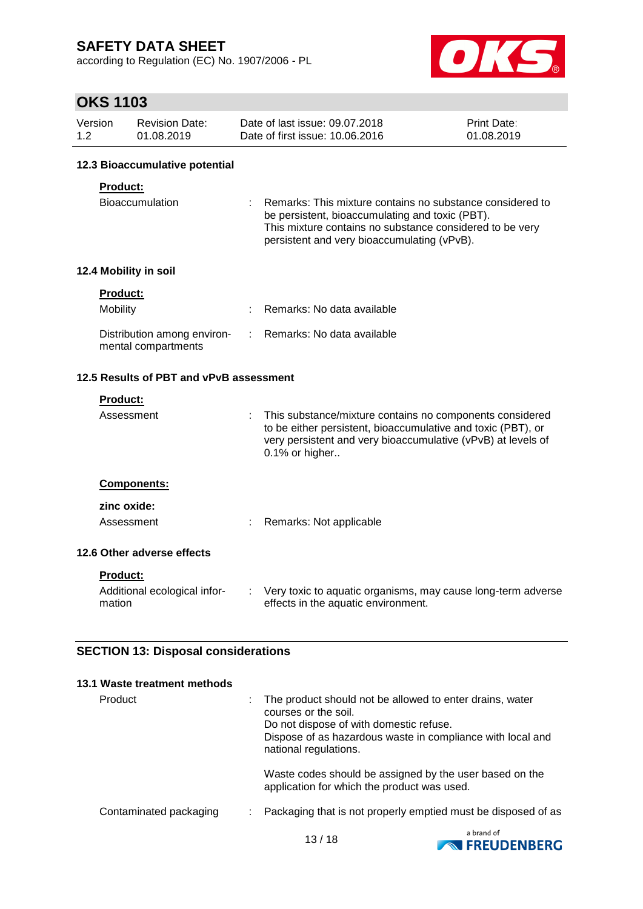### 12.3 Bioaccumulative potential

**Product:**

| | |
|---|---|
| Bioaccumulation | : Remarks: This mixture contains no substance considered to be persistent, bioaccumulating and toxic (PBT). This mixture contains no substance considered to be very persistent and very bioaccumulating (vPvB). |

### 12.4 Mobility in soil

**Product:**

| | |
|---|---|
| Mobility | : Remarks: No data available |
| Distribution among environmental compartments | : Remarks: No data available |

### 12.5 Results of PBT and vPvB assessment

**Product:**

| | |
|---|---|
| Assessment | : This substance/mixture contains no components considered to be either persistent, bioaccumulative and toxic (PBT), or very persistent and very bioaccumulative (vPvB) at levels of 0.1% or higher.. |

**Components:**

**zinc oxide:**

| | |
|---|---|
| Assessment | : Remarks: Not applicable |

### 12.6 Other adverse effects

**Product:**

| | |
|---|---|
| Additional ecological information | : Very toxic to aquatic organisms, may cause long-term adverse effects in the aquatic environment. |

## SECTION 13: Disposal considerations

### 13.1 Waste treatment methods

| | |
|---|---|
| Product | : The product should not be allowed to enter drains, water courses or the soil. Do not dispose of with domestic refuse. Dispose of as hazardous waste in compliance with local and national regulations.<br><br>Waste codes should be assigned by the user based on the application for which the product was used. |
| Contaminated packaging | : Packaging that is not properly emptied must be disposed of as |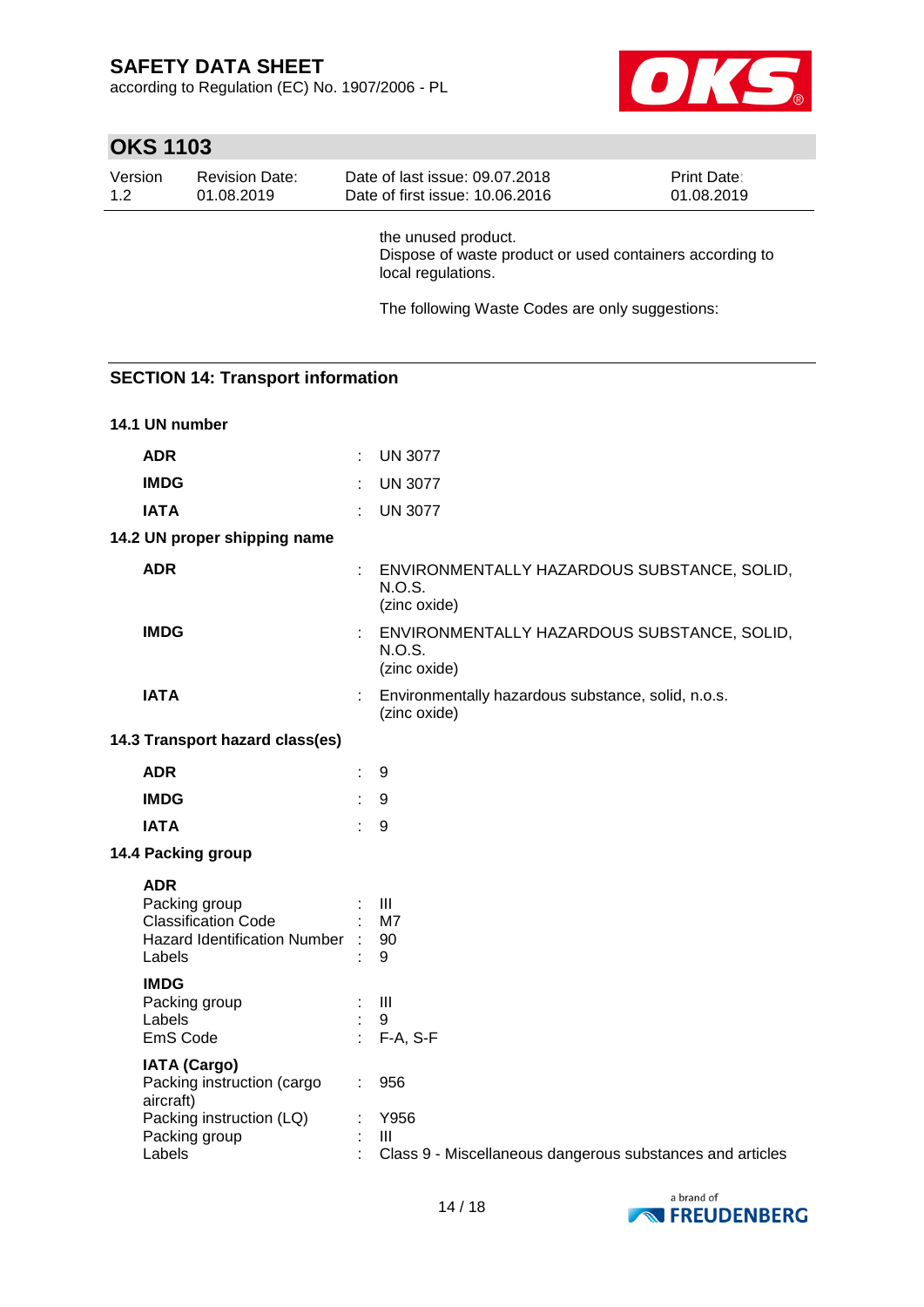the unused product.
Dispose of waste product or used containers according to local regulations.

The following Waste Codes are only suggestions:

## SECTION 14: Transport information

### 14.1 UN number

| | | |
|---|---|---|
| **ADR** | : | UN 3077 |
| **IMDG** | : | UN 3077 |
| **IATA** | : | UN 3077 |

### 14.2 UN proper shipping name

| | | |
|---|---|---|
| **ADR** | : | ENVIRONMENTALLY HAZARDOUS SUBSTANCE, SOLID, N.O.S. (zinc oxide) |
| **IMDG** | : | ENVIRONMENTALLY HAZARDOUS SUBSTANCE, SOLID, N.O.S. (zinc oxide) |
| **IATA** | : | Environmentally hazardous substance, solid, n.o.s. (zinc oxide) |

### 14.3 Transport hazard class(es)

| | | |
|---|---|---|
| **ADR** | : | 9 |
| **IMDG** | : | 9 |
| **IATA** | : | 9 |

### 14.4 Packing group

**ADR**

| | | |
|---|---|---|
| Packing group | : | III |
| Classification Code | : | M7 |
| Hazard Identification Number | : | 90 |
| Labels | : | 9 |

**IMDG**

| | | |
|---|---|---|
| Packing group | : | III |
| Labels | : | 9 |
| EmS Code | : | F-A, S-F |

**IATA (Cargo)**

| | | |
|---|---|---|
| Packing instruction (cargo aircraft) | : | 956 |
| Packing instruction (LQ) | : | Y956 |
| Packing group | : | III |
| Labels | : | Class 9 - Miscellaneous dangerous substances and articles |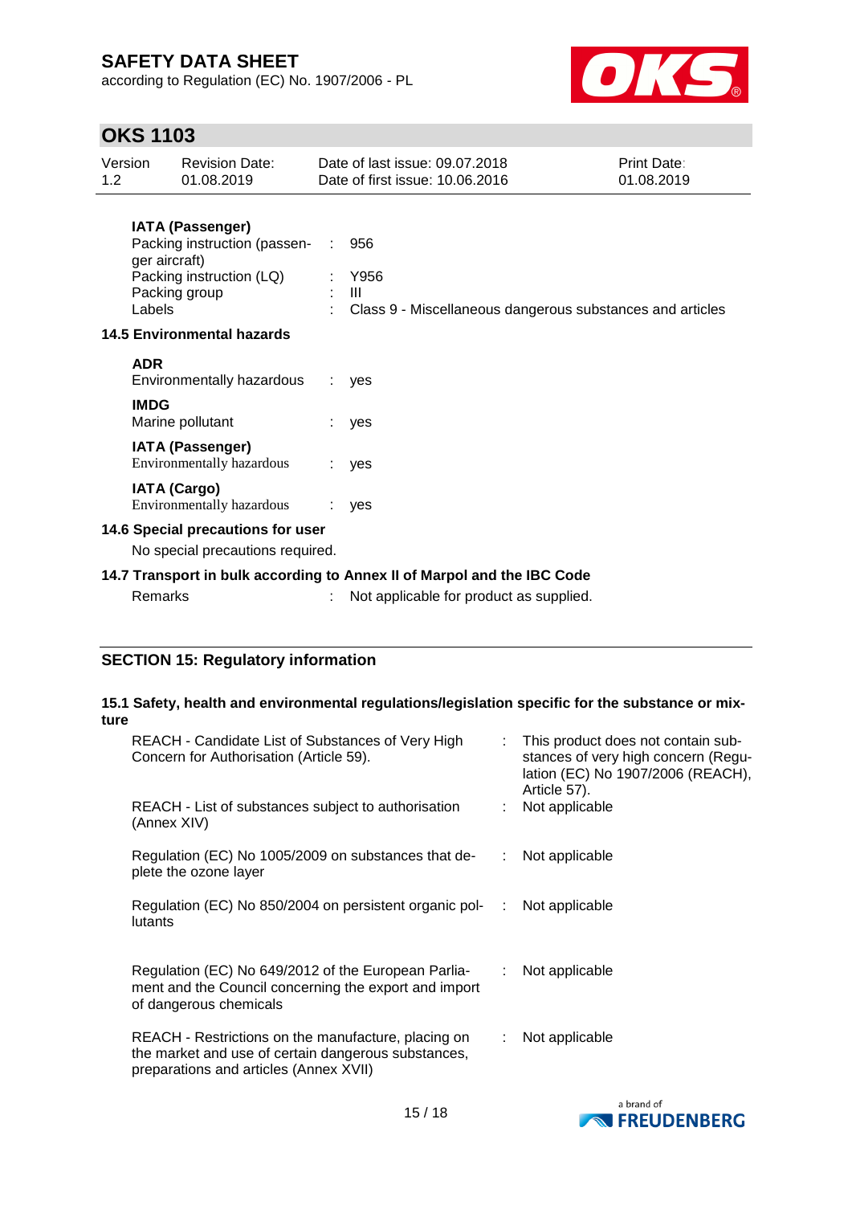**IATA (Passenger)**

| | | |
|---|---|---|
| Packing instruction (passenger aircraft) | : | 956 |
| Packing instruction (LQ) | : | Y956 |
| Packing group | : | III |
| Labels | : | Class 9 - Miscellaneous dangerous substances and articles |

### 14.5 Environmental hazards

**ADR**

| | | |
|---|---|---|
| Environmentally hazardous | : | yes |

**IMDG**

| | | |
|---|---|---|
| Marine pollutant | : | yes |

**IATA (Passenger)**

| | | |
|---|---|---|
| Environmentally hazardous | : | yes |

**IATA (Cargo)**

| | | |
|---|---|---|
| Environmentally hazardous | : | yes |

### 14.6 Special precautions for user

No special precautions required.

### 14.7 Transport in bulk according to Annex II of Marpol and the IBC Code

| | | |
|---|---|---|
| Remarks | : | Not applicable for product as supplied. |

## SECTION 15: Regulatory information

### 15.1 Safety, health and environmental regulations/legislation specific for the substance or mixture

| | | |
|---|---|---|
| REACH - Candidate List of Substances of Very High Concern for Authorisation (Article 59). | : | This product does not contain substances of very high concern (Regulation (EC) No 1907/2006 (REACH), Article 57). |
| REACH - List of substances subject to authorisation (Annex XIV) | : | Not applicable |
| Regulation (EC) No 1005/2009 on substances that deplete the ozone layer | : | Not applicable |
| Regulation (EC) No 850/2004 on persistent organic pollutants | : | Not applicable |
| Regulation (EC) No 649/2012 of the European Parliament and the Council concerning the export and import of dangerous chemicals | : | Not applicable |
| REACH - Restrictions on the manufacture, placing on the market and use of certain dangerous substances, preparations and articles (Annex XVII) | : | Not applicable |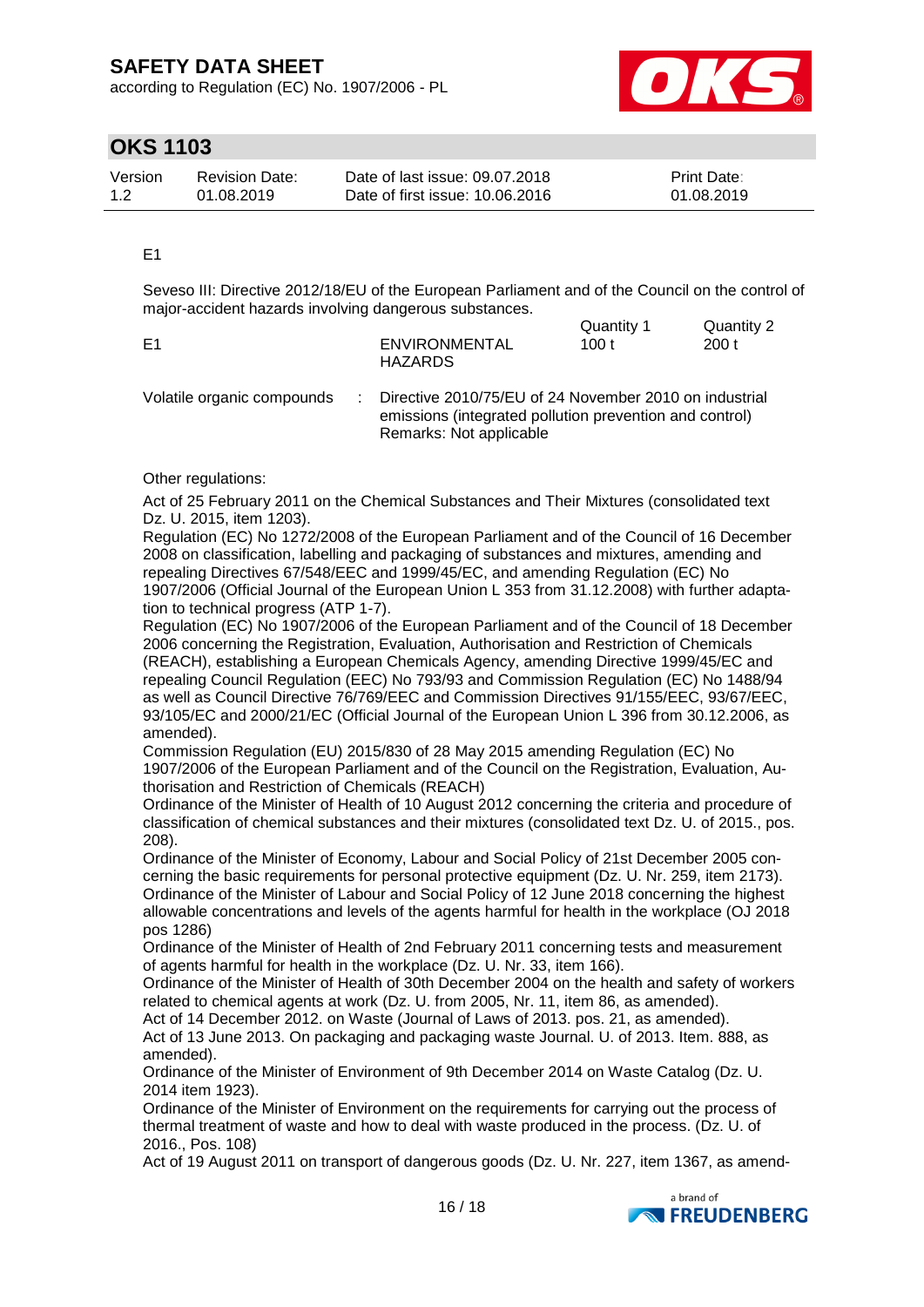E1

Seveso III: Directive 2012/18/EU of the European Parliament and of the Council on the control of major-accident hazards involving dangerous substances.

| | | Quantity 1 | Quantity 2 |
|---|---|---|---|
| E1 | ENVIRONMENTAL HAZARDS | 100 t | 200 t |

Volatile organic compounds : Directive 2010/75/EU of 24 November 2010 on industrial emissions (integrated pollution prevention and control)
Remarks: Not applicable

Other regulations:

Act of 25 February 2011 on the Chemical Substances and Their Mixtures (consolidated text Dz. U. 2015, item 1203).
Regulation (EC) No 1272/2008 of the European Parliament and of the Council of 16 December 2008 on classification, labelling and packaging of substances and mixtures, amending and repealing Directives 67/548/EEC and 1999/45/EC, and amending Regulation (EC) No 1907/2006 (Official Journal of the European Union L 353 from 31.12.2008) with further adaptation to technical progress (ATP 1-7).
Regulation (EC) No 1907/2006 of the European Parliament and of the Council of 18 December 2006 concerning the Registration, Evaluation, Authorisation and Restriction of Chemicals (REACH), establishing a European Chemicals Agency, amending Directive 1999/45/EC and repealing Council Regulation (EEC) No 793/93 and Commission Regulation (EC) No 1488/94 as well as Council Directive 76/769/EEC and Commission Directives 91/155/EEC, 93/67/EEC, 93/105/EC and 2000/21/EC (Official Journal of the European Union L 396 from 30.12.2006, as amended).
Commission Regulation (EU) 2015/830 of 28 May 2015 amending Regulation (EC) No 1907/2006 of the European Parliament and of the Council on the Registration, Evaluation, Authorisation and Restriction of Chemicals (REACH)
Ordinance of the Minister of Health of 10 August 2012 concerning the criteria and procedure of classification of chemical substances and their mixtures (consolidated text Dz. U. of 2015., pos. 208).
Ordinance of the Minister of Economy, Labour and Social Policy of 21st December 2005 concerning the basic requirements for personal protective equipment (Dz. U. Nr. 259, item 2173).
Ordinance of the Minister of Labour and Social Policy of 12 June 2018 concerning the highest allowable concentrations and levels of the agents harmful for health in the workplace (OJ 2018 pos 1286)
Ordinance of the Minister of Health of 2nd February 2011 concerning tests and measurement of agents harmful for health in the workplace (Dz. U. Nr. 33, item 166).
Ordinance of the Minister of Health of 30th December 2004 on the health and safety of workers related to chemical agents at work (Dz. U. from 2005, Nr. 11, item 86, as amended).
Act of 14 December 2012. on Waste (Journal of Laws of 2013. pos. 21, as amended).
Act of 13 June 2013. On packaging and packaging waste Journal. U. of 2013. Item. 888, as amended).
Ordinance of the Minister of Environment of 9th December 2014 on Waste Catalog (Dz. U. 2014 item 1923).
Ordinance of the Minister of Environment on the requirements for carrying out the process of thermal treatment of waste and how to deal with waste produced in the process. (Dz. U. of 2016., Pos. 108)
Act of 19 August 2011 on transport of dangerous goods (Dz. U. Nr. 227, item 1367, as amend-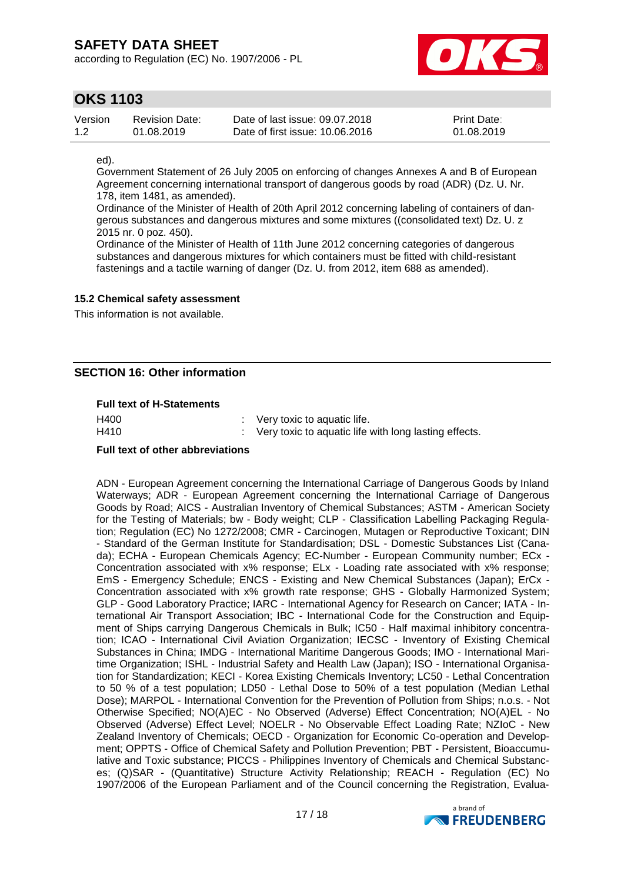ed).

Government Statement of 26 July 2005 on enforcing of changes Annexes A and B of European Agreement concerning international transport of dangerous goods by road (ADR) (Dz. U. Nr. 178, item 1481, as amended).

Ordinance of the Minister of Health of 20th April 2012 concerning labeling of containers of dangerous substances and dangerous mixtures and some mixtures ((consolidated text) Dz. U. z 2015 nr. 0 poz. 450).

Ordinance of the Minister of Health of 11th June 2012 concerning categories of dangerous substances and dangerous mixtures for which containers must be fitted with child-resistant fastenings and a tactile warning of danger (Dz. U. from 2012, item 688 as amended).

### 15.2 Chemical safety assessment

This information is not available.

## SECTION 16: Other information

**Full text of H-Statements**

| | |
|---|---|
| H400 | : Very toxic to aquatic life. |
| H410 | : Very toxic to aquatic life with long lasting effects. |

**Full text of other abbreviations**

ADN - European Agreement concerning the International Carriage of Dangerous Goods by Inland Waterways; ADR - European Agreement concerning the International Carriage of Dangerous Goods by Road; AICS - Australian Inventory of Chemical Substances; ASTM - American Society for the Testing of Materials; bw - Body weight; CLP - Classification Labelling Packaging Regulation; Regulation (EC) No 1272/2008; CMR - Carcinogen, Mutagen or Reproductive Toxicant; DIN - Standard of the German Institute for Standardisation; DSL - Domestic Substances List (Canada); ECHA - European Chemicals Agency; EC-Number - European Community number; ECx - Concentration associated with x% response; ELx - Loading rate associated with x% response; EmS - Emergency Schedule; ENCS - Existing and New Chemical Substances (Japan); ErCx - Concentration associated with x% growth rate response; GHS - Globally Harmonized System; GLP - Good Laboratory Practice; IARC - International Agency for Research on Cancer; IATA - International Air Transport Association; IBC - International Code for the Construction and Equipment of Ships carrying Dangerous Chemicals in Bulk; IC50 - Half maximal inhibitory concentration; ICAO - International Civil Aviation Organization; IECSC - Inventory of Existing Chemical Substances in China; IMDG - International Maritime Dangerous Goods; IMO - International Maritime Organization; ISHL - Industrial Safety and Health Law (Japan); ISO - International Organisation for Standardization; KECI - Korea Existing Chemicals Inventory; LC50 - Lethal Concentration to 50 % of a test population; LD50 - Lethal Dose to 50% of a test population (Median Lethal Dose); MARPOL - International Convention for the Prevention of Pollution from Ships; n.o.s. - Not Otherwise Specified; NO(A)EC - No Observed (Adverse) Effect Concentration; NO(A)EL - No Observed (Adverse) Effect Level; NOELR - No Observable Effect Loading Rate; NZIoC - New Zealand Inventory of Chemicals; OECD - Organization for Economic Co-operation and Development; OPPTS - Office of Chemical Safety and Pollution Prevention; PBT - Persistent, Bioaccumulative and Toxic substance; PICCS - Philippines Inventory of Chemicals and Chemical Substances; (Q)SAR - (Quantitative) Structure Activity Relationship; REACH - Regulation (EC) No 1907/2006 of the European Parliament and of the Council concerning the Registration, Evalua-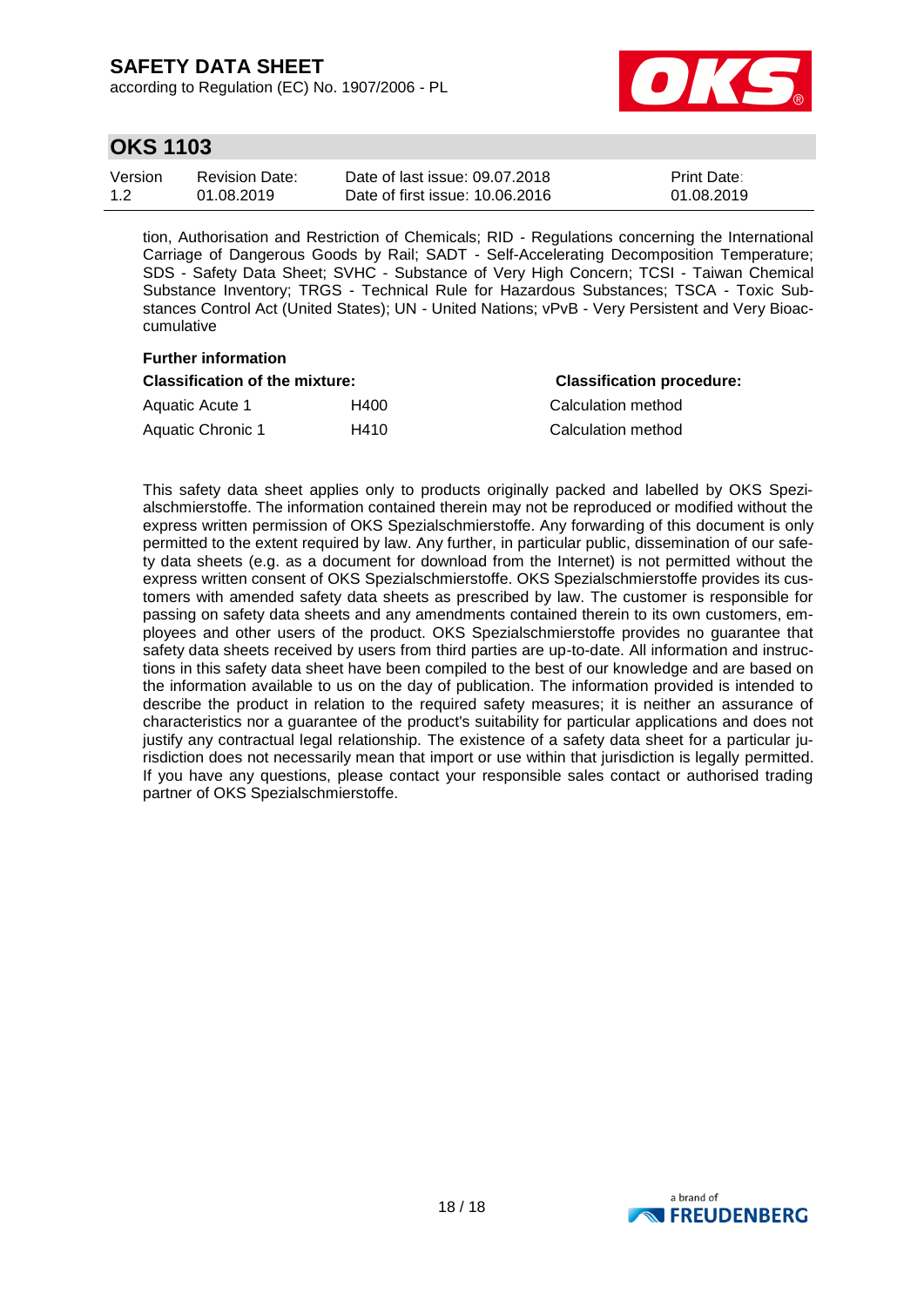tion, Authorisation and Restriction of Chemicals; RID - Regulations concerning the International Carriage of Dangerous Goods by Rail; SADT - Self-Accelerating Decomposition Temperature; SDS - Safety Data Sheet; SVHC - Substance of Very High Concern; TCSI - Taiwan Chemical Substance Inventory; TRGS - Technical Rule for Hazardous Substances; TSCA - Toxic Substances Control Act (United States); UN - United Nations; vPvB - Very Persistent and Very Bioaccumulative

**Further information**

| Classification of the mixture: | | Classification procedure: |
|---|---|---|
| Aquatic Acute 1 | H400 | Calculation method |
| Aquatic Chronic 1 | H410 | Calculation method |

This safety data sheet applies only to products originally packed and labelled by OKS Spezialschmierstoffe. The information contained therein may not be reproduced or modified without the express written permission of OKS Spezialschmierstoffe. Any forwarding of this document is only permitted to the extent required by law. Any further, in particular public, dissemination of our safety data sheets (e.g. as a document for download from the Internet) is not permitted without the express written consent of OKS Spezialschmierstoffe. OKS Spezialschmierstoffe provides its customers with amended safety data sheets as prescribed by law. The customer is responsible for passing on safety data sheets and any amendments contained therein to its own customers, employees and other users of the product. OKS Spezialschmierstoffe provides no guarantee that safety data sheets received by users from third parties are up-to-date. All information and instructions in this safety data sheet have been compiled to the best of our knowledge and are based on the information available to us on the day of publication. The information provided is intended to describe the product in relation to the required safety measures; it is neither an assurance of characteristics nor a guarantee of the product's suitability for particular applications and does not justify any contractual legal relationship. The existence of a safety data sheet for a particular jurisdiction does not necessarily mean that import or use within that jurisdiction is legally permitted. If you have any questions, please contact your responsible sales contact or authorised trading partner of OKS Spezialschmierstoffe.